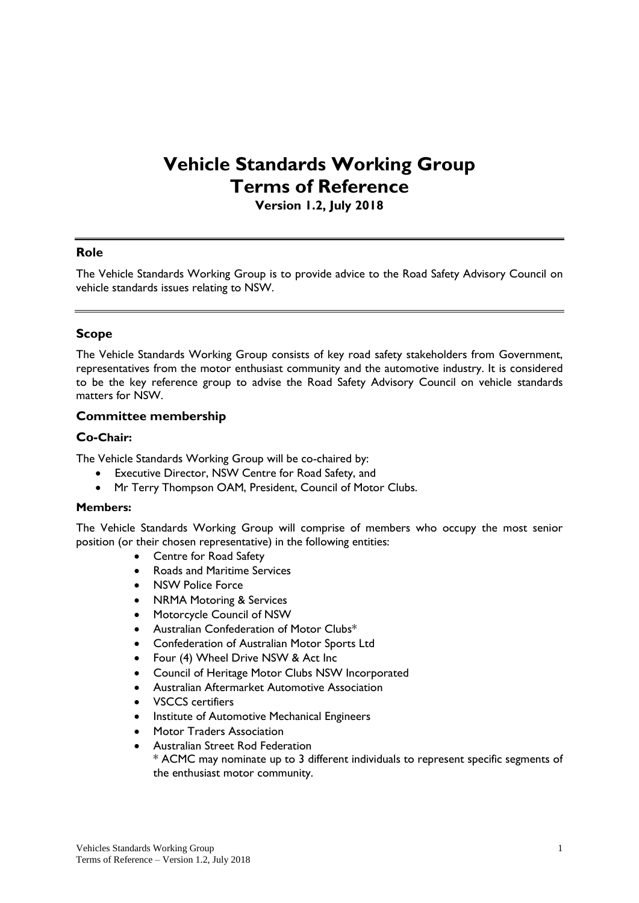# Vehicle Standards Working Group
# Terms of Reference

**Version 1.2, July 2018**

## Role

The Vehicle Standards Working Group is to provide advice to the Road Safety Advisory Council on vehicle standards issues relating to NSW.

## Scope

The Vehicle Standards Working Group consists of key road safety stakeholders from Government, representatives from the motor enthusiast community and the automotive industry. It is considered to be the key reference group to advise the Road Safety Advisory Council on vehicle standards matters for NSW.

## Committee membership

### Co-Chair:

The Vehicle Standards Working Group will be co-chaired by:

- Executive Director, NSW Centre for Road Safety, and
- Mr Terry Thompson OAM, President, Council of Motor Clubs.

### Members:

The Vehicle Standards Working Group will comprise of members who occupy the most senior position (or their chosen representative) in the following entities:

- Centre for Road Safety
- Roads and Maritime Services
- NSW Police Force
- NRMA Motoring & Services
- Motorcycle Council of NSW
- Australian Confederation of Motor Clubs*
- Confederation of Australian Motor Sports Ltd
- Four (4) Wheel Drive NSW & Act Inc
- Council of Heritage Motor Clubs NSW Incorporated
- Australian Aftermarket Automotive Association
- VSCCS certifiers
- Institute of Automotive Mechanical Engineers
- Motor Traders Association
- Australian Street Rod Federation

  * ACMC may nominate up to 3 different individuals to represent specific segments of the enthusiast motor community.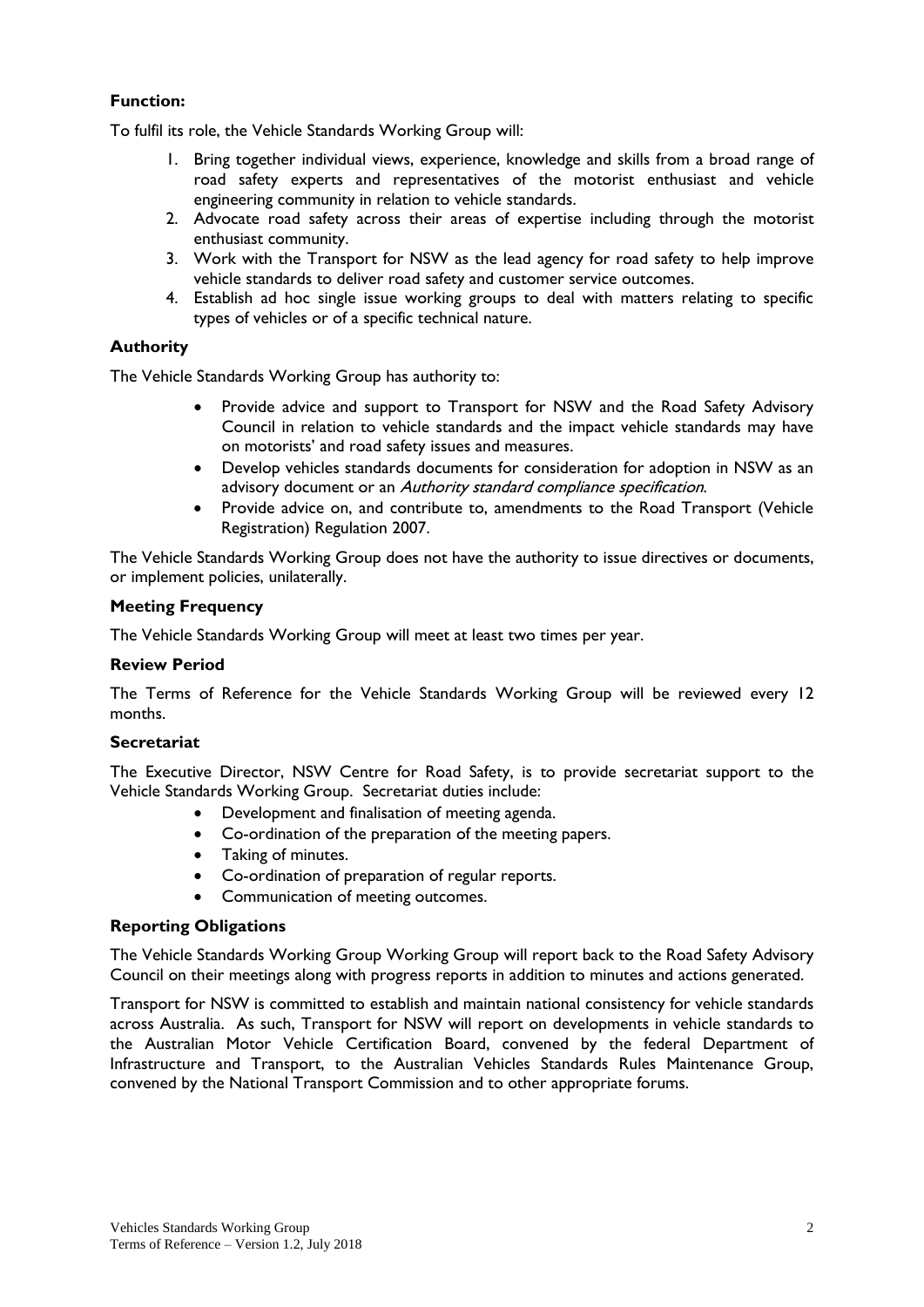### Function:

To fulfil its role, the Vehicle Standards Working Group will:

1. Bring together individual views, experience, knowledge and skills from a broad range of road safety experts and representatives of the motorist enthusiast and vehicle engineering community in relation to vehicle standards.
2. Advocate road safety across their areas of expertise including through the motorist enthusiast community.
3. Work with the Transport for NSW as the lead agency for road safety to help improve vehicle standards to deliver road safety and customer service outcomes.
4. Establish ad hoc single issue working groups to deal with matters relating to specific types of vehicles or of a specific technical nature.

### Authority

The Vehicle Standards Working Group has authority to:

- Provide advice and support to Transport for NSW and the Road Safety Advisory Council in relation to vehicle standards and the impact vehicle standards may have on motorists' and road safety issues and measures.
- Develop vehicles standards documents for consideration for adoption in NSW as an advisory document or an *Authority standard compliance specification*.
- Provide advice on, and contribute to, amendments to the Road Transport (Vehicle Registration) Regulation 2007.

The Vehicle Standards Working Group does not have the authority to issue directives or documents, or implement policies, unilaterally.

### Meeting Frequency

The Vehicle Standards Working Group will meet at least two times per year.

### Review Period

The Terms of Reference for the Vehicle Standards Working Group will be reviewed every 12 months.

### Secretariat

The Executive Director, NSW Centre for Road Safety, is to provide secretariat support to the Vehicle Standards Working Group. Secretariat duties include:

- Development and finalisation of meeting agenda.
- Co-ordination of the preparation of the meeting papers.
- Taking of minutes.
- Co-ordination of preparation of regular reports.
- Communication of meeting outcomes.

### Reporting Obligations

The Vehicle Standards Working Group Working Group will report back to the Road Safety Advisory Council on their meetings along with progress reports in addition to minutes and actions generated.

Transport for NSW is committed to establish and maintain national consistency for vehicle standards across Australia. As such, Transport for NSW will report on developments in vehicle standards to the Australian Motor Vehicle Certification Board, convened by the federal Department of Infrastructure and Transport, to the Australian Vehicles Standards Rules Maintenance Group, convened by the National Transport Commission and to other appropriate forums.